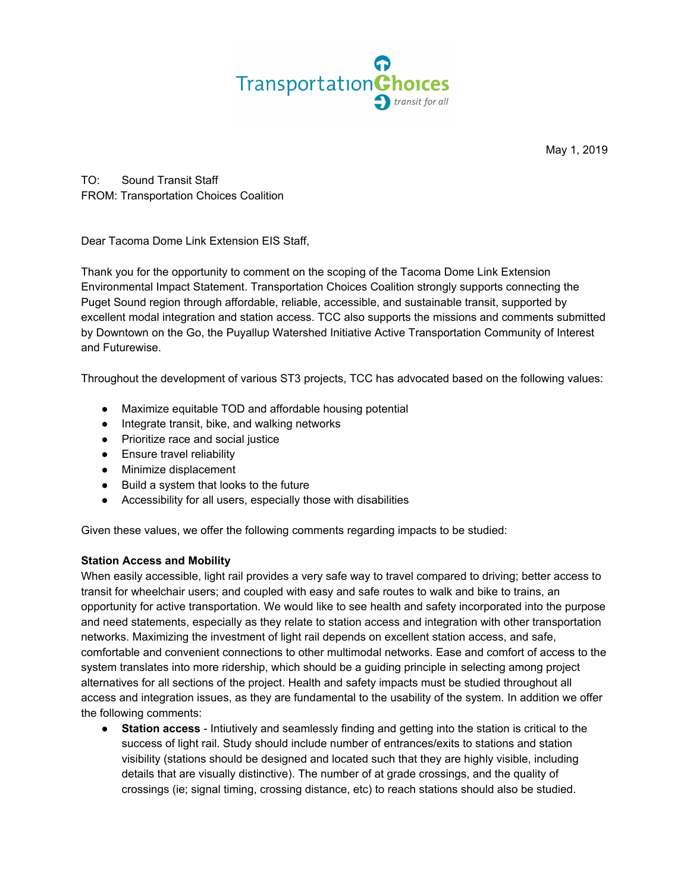May 1, 2019

TO: Sound Transit Staff
FROM: Transportation Choices Coalition

Dear Tacoma Dome Link Extension EIS Staff,

Thank you for the opportunity to comment on the scoping of the Tacoma Dome Link Extension Environmental Impact Statement. Transportation Choices Coalition strongly supports connecting the Puget Sound region through affordable, reliable, accessible, and sustainable transit, supported by excellent modal integration and station access. TCC also supports the missions and comments submitted by Downtown on the Go, the Puyallup Watershed Initiative Active Transportation Community of Interest and Futurewise.

Throughout the development of various ST3 projects, TCC has advocated based on the following values:

- Maximize equitable TOD and affordable housing potential
- Integrate transit, bike, and walking networks
- Prioritize race and social justice
- Ensure travel reliability
- Minimize displacement
- Build a system that looks to the future
- Accessibility for all users, especially those with disabilities

Given these values, we offer the following comments regarding impacts to be studied:

**Station Access and Mobility**

When easily accessible, light rail provides a very safe way to travel compared to driving; better access to transit for wheelchair users; and coupled with easy and safe routes to walk and bike to trains, an opportunity for active transportation. We would like to see health and safety incorporated into the purpose and need statements, especially as they relate to station access and integration with other transportation networks. Maximizing the investment of light rail depends on excellent station access, and safe, comfortable and convenient connections to other multimodal networks. Ease and comfort of access to the system translates into more ridership, which should be a guiding principle in selecting among project alternatives for all sections of the project. Health and safety impacts must be studied throughout all access and integration issues, as they are fundamental to the usability of the system. In addition we offer the following comments:

- **Station access** - Intuitively and seamlessly finding and getting into the station is critical to the success of light rail. Study should include number of entrances/exits to stations and station visibility (stations should be designed and located such that they are highly visible, including details that are visually distinctive). The number of at grade crossings, and the quality of crossings (ie; signal timing, crossing distance, etc) to reach stations should also be studied.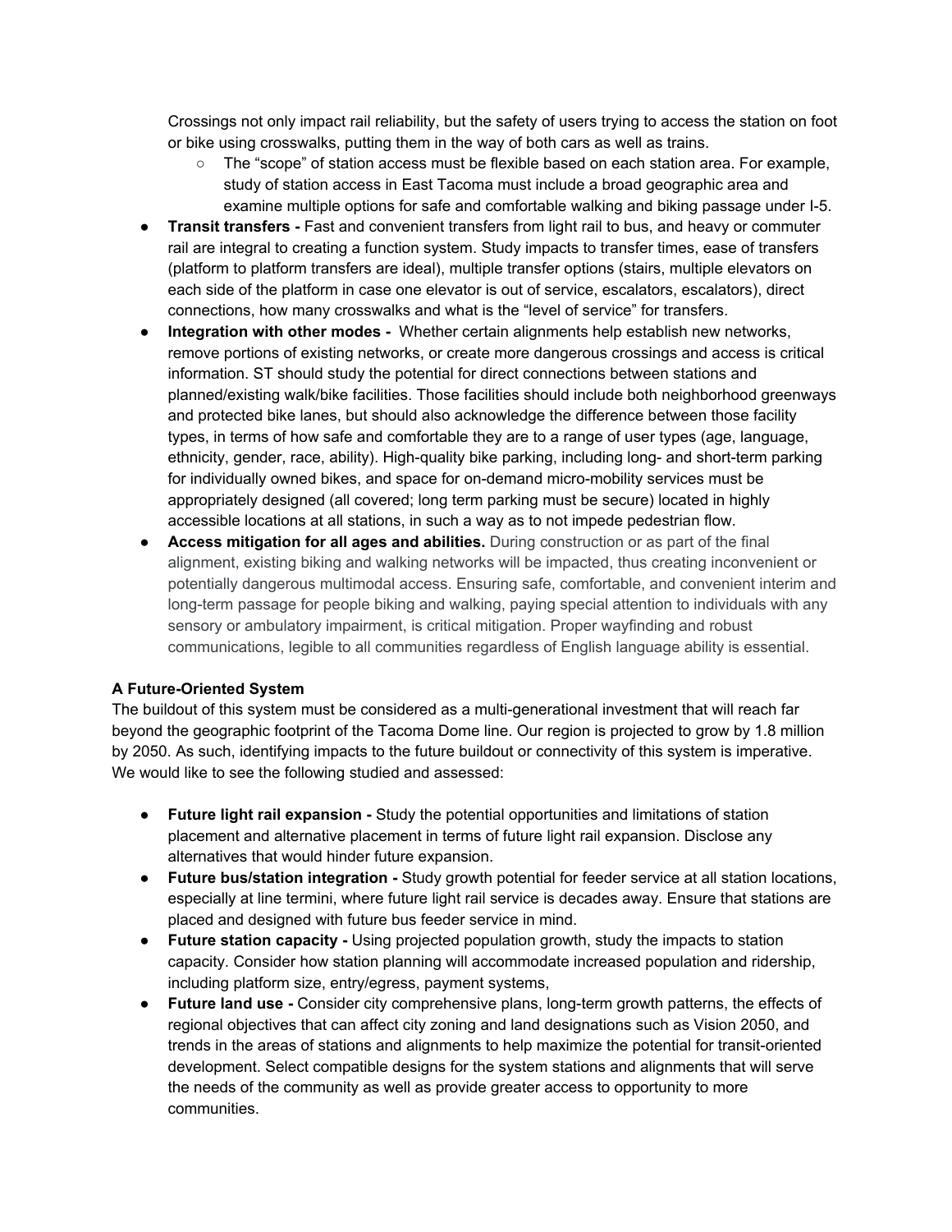Crossings not only impact rail reliability, but the safety of users trying to access the station on foot or bike using crosswalks, putting them in the way of both cars as well as trains.

  - The "scope" of station access must be flexible based on each station area. For example, study of station access in East Tacoma must include a broad geographic area and examine multiple options for safe and comfortable walking and biking passage under I-5.

- **Transit transfers -** Fast and convenient transfers from light rail to bus, and heavy or commuter rail are integral to creating a function system. Study impacts to transfer times, ease of transfers (platform to platform transfers are ideal), multiple transfer options (stairs, multiple elevators on each side of the platform in case one elevator is out of service, escalators, escalators), direct connections, how many crosswalks and what is the "level of service" for transfers.
- **Integration with other modes -** Whether certain alignments help establish new networks, remove portions of existing networks, or create more dangerous crossings and access is critical information. ST should study the potential for direct connections between stations and planned/existing walk/bike facilities. Those facilities should include both neighborhood greenways and protected bike lanes, but should also acknowledge the difference between those facility types, in terms of how safe and comfortable they are to a range of user types (age, language, ethnicity, gender, race, ability). High-quality bike parking, including long- and short-term parking for individually owned bikes, and space for on-demand micro-mobility services must be appropriately designed (all covered; long term parking must be secure) located in highly accessible locations at all stations, in such a way as to not impede pedestrian flow.
- **Access mitigation for all ages and abilities.** During construction or as part of the final alignment, existing biking and walking networks will be impacted, thus creating inconvenient or potentially dangerous multimodal access. Ensuring safe, comfortable, and convenient interim and long-term passage for people biking and walking, paying special attention to individuals with any sensory or ambulatory impairment, is critical mitigation. Proper wayfinding and robust communications, legible to all communities regardless of English language ability is essential.

**A Future-Oriented System**

The buildout of this system must be considered as a multi-generational investment that will reach far beyond the geographic footprint of the Tacoma Dome line. Our region is projected to grow by 1.8 million by 2050. As such, identifying impacts to the future buildout or connectivity of this system is imperative. We would like to see the following studied and assessed:

- **Future light rail expansion -** Study the potential opportunities and limitations of station placement and alternative placement in terms of future light rail expansion. Disclose any alternatives that would hinder future expansion.
- **Future bus/station integration -** Study growth potential for feeder service at all station locations, especially at line termini, where future light rail service is decades away. Ensure that stations are placed and designed with future bus feeder service in mind.
- **Future station capacity -** Using projected population growth, study the impacts to station capacity. Consider how station planning will accommodate increased population and ridership, including platform size, entry/egress, payment systems,
- **Future land use -** Consider city comprehensive plans, long-term growth patterns, the effects of regional objectives that can affect city zoning and land designations such as Vision 2050, and trends in the areas of stations and alignments to help maximize the potential for transit-oriented development. Select compatible designs for the system stations and alignments that will serve the needs of the community as well as provide greater access to opportunity to more communities.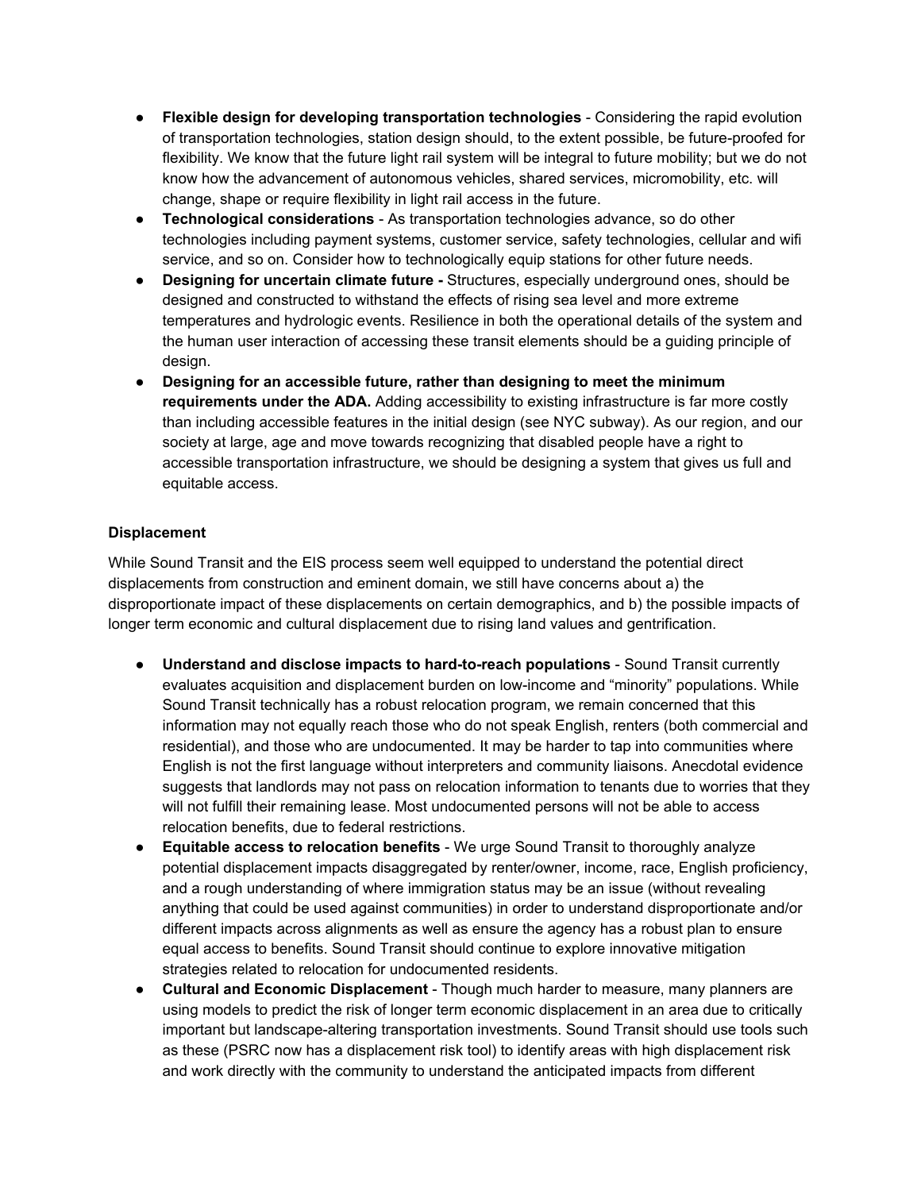- **Flexible design for developing transportation technologies** - Considering the rapid evolution of transportation technologies, station design should, to the extent possible, be future-proofed for flexibility. We know that the future light rail system will be integral to future mobility; but we do not know how the advancement of autonomous vehicles, shared services, micromobility, etc. will change, shape or require flexibility in light rail access in the future.
- **Technological considerations** - As transportation technologies advance, so do other technologies including payment systems, customer service, safety technologies, cellular and wifi service, and so on. Consider how to technologically equip stations for other future needs.
- **Designing for uncertain climate future -** Structures, especially underground ones, should be designed and constructed to withstand the effects of rising sea level and more extreme temperatures and hydrologic events. Resilience in both the operational details of the system and the human user interaction of accessing these transit elements should be a guiding principle of design.
- **Designing for an accessible future, rather than designing to meet the minimum requirements under the ADA.** Adding accessibility to existing infrastructure is far more costly than including accessible features in the initial design (see NYC subway). As our region, and our society at large, age and move towards recognizing that disabled people have a right to accessible transportation infrastructure, we should be designing a system that gives us full and equitable access.

**Displacement**

While Sound Transit and the EIS process seem well equipped to understand the potential direct displacements from construction and eminent domain, we still have concerns about a) the disproportionate impact of these displacements on certain demographics, and b) the possible impacts of longer term economic and cultural displacement due to rising land values and gentrification.

- **Understand and disclose impacts to hard-to-reach populations** - Sound Transit currently evaluates acquisition and displacement burden on low-income and "minority" populations. While Sound Transit technically has a robust relocation program, we remain concerned that this information may not equally reach those who do not speak English, renters (both commercial and residential), and those who are undocumented. It may be harder to tap into communities where English is not the first language without interpreters and community liaisons. Anecdotal evidence suggests that landlords may not pass on relocation information to tenants due to worries that they will not fulfill their remaining lease. Most undocumented persons will not be able to access relocation benefits, due to federal restrictions.
- **Equitable access to relocation benefits** - We urge Sound Transit to thoroughly analyze potential displacement impacts disaggregated by renter/owner, income, race, English proficiency, and a rough understanding of where immigration status may be an issue (without revealing anything that could be used against communities) in order to understand disproportionate and/or different impacts across alignments as well as ensure the agency has a robust plan to ensure equal access to benefits. Sound Transit should continue to explore innovative mitigation strategies related to relocation for undocumented residents.
- **Cultural and Economic Displacement** - Though much harder to measure, many planners are using models to predict the risk of longer term economic displacement in an area due to critically important but landscape-altering transportation investments. Sound Transit should use tools such as these (PSRC now has a displacement risk tool) to identify areas with high displacement risk and work directly with the community to understand the anticipated impacts from different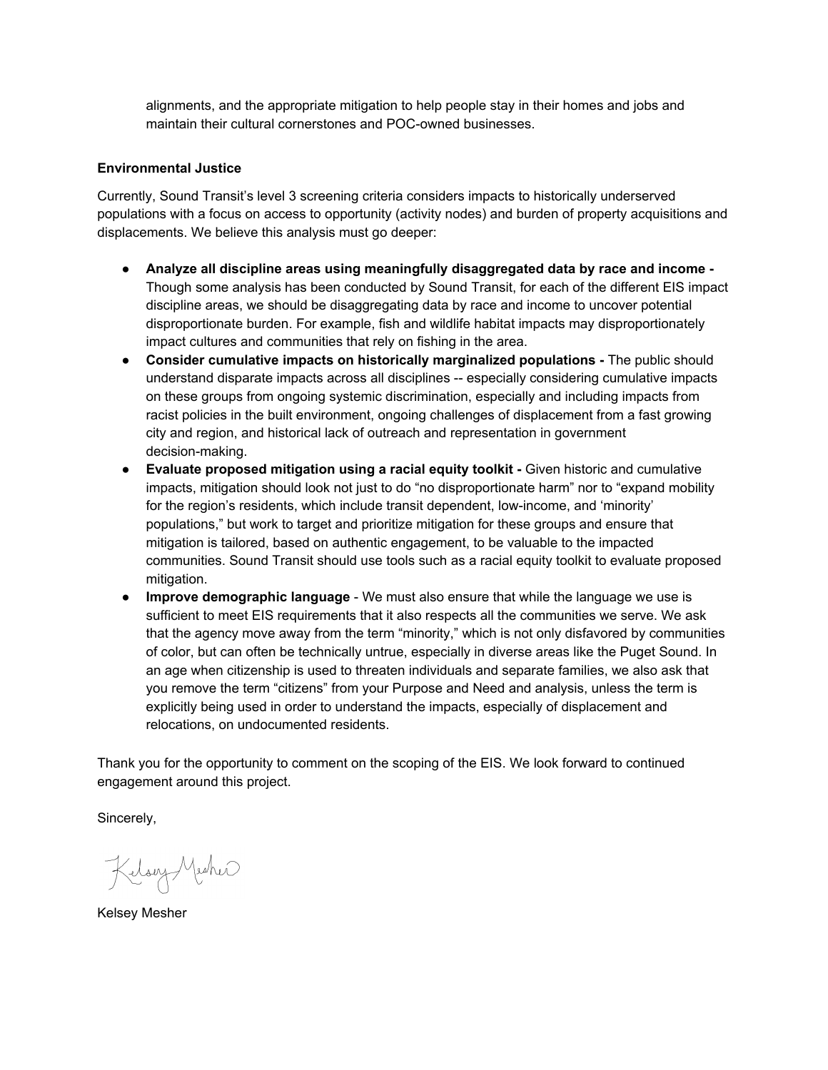alignments, and the appropriate mitigation to help people stay in their homes and jobs and maintain their cultural cornerstones and POC-owned businesses.

**Environmental Justice**

Currently, Sound Transit's level 3 screening criteria considers impacts to historically underserved populations with a focus on access to opportunity (activity nodes) and burden of property acquisitions and displacements. We believe this analysis must go deeper:

- **Analyze all discipline areas using meaningfully disaggregated data by race and income -** Though some analysis has been conducted by Sound Transit, for each of the different EIS impact discipline areas, we should be disaggregating data by race and income to uncover potential disproportionate burden. For example, fish and wildlife habitat impacts may disproportionately impact cultures and communities that rely on fishing in the area.
- **Consider cumulative impacts on historically marginalized populations -** The public should understand disparate impacts across all disciplines -- especially considering cumulative impacts on these groups from ongoing systemic discrimination, especially and including impacts from racist policies in the built environment, ongoing challenges of displacement from a fast growing city and region, and historical lack of outreach and representation in government decision-making.
- **Evaluate proposed mitigation using a racial equity toolkit -** Given historic and cumulative impacts, mitigation should look not just to do "no disproportionate harm" nor to "expand mobility for the region's residents, which include transit dependent, low-income, and 'minority' populations," but work to target and prioritize mitigation for these groups and ensure that mitigation is tailored, based on authentic engagement, to be valuable to the impacted communities. Sound Transit should use tools such as a racial equity toolkit to evaluate proposed mitigation.
- **Improve demographic language** - We must also ensure that while the language we use is sufficient to meet EIS requirements that it also respects all the communities we serve. We ask that the agency move away from the term "minority," which is not only disfavored by communities of color, but can often be technically untrue, especially in diverse areas like the Puget Sound. In an age when citizenship is used to threaten individuals and separate families, we also ask that you remove the term "citizens" from your Purpose and Need and analysis, unless the term is explicitly being used in order to understand the impacts, especially of displacement and relocations, on undocumented residents.

Thank you for the opportunity to comment on the scoping of the EIS. We look forward to continued engagement around this project.

Sincerely,

Kelsey Mesher

Kelsey Mesher